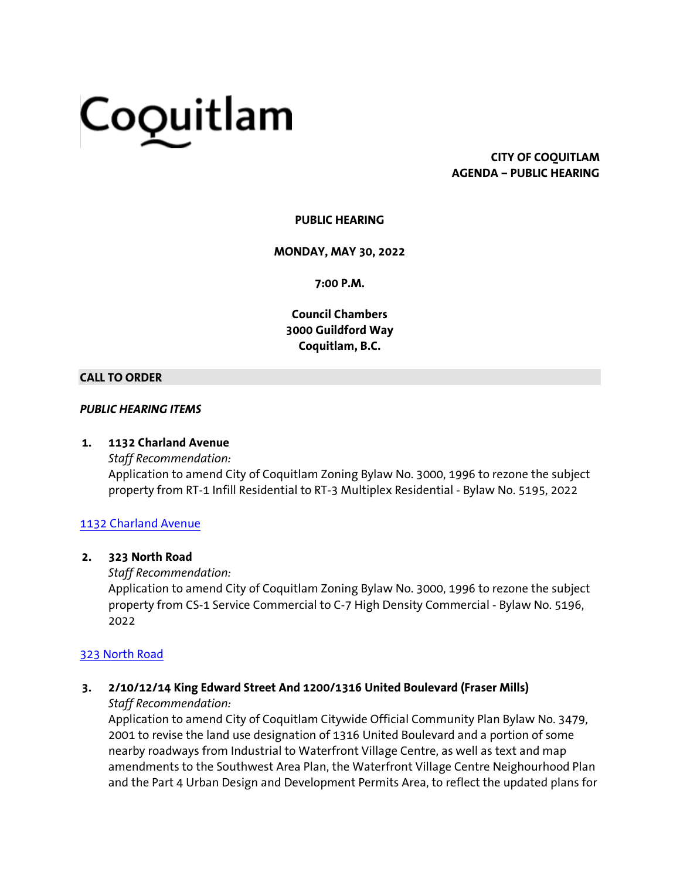Coquitlam

**CITY OF COQUITLAM**
**AGENDA – PUBLIC HEARING**

**PUBLIC HEARING**

**MONDAY, MAY 30, 2022**

**7:00 P.M.**

**Council Chambers**
**3000 Guildford Way**
**Coquitlam, B.C.**

## CALL TO ORDER

***PUBLIC HEARING ITEMS***

**1. 1132 Charland Avenue**
*Staff Recommendation:*
Application to amend City of Coquitlam Zoning Bylaw No. 3000, 1996 to rezone the subject property from RT-1 Infill Residential to RT-3 Multiplex Residential - Bylaw No. 5195, 2022

1132 Charland Avenue

**2. 323 North Road**
*Staff Recommendation:*
Application to amend City of Coquitlam Zoning Bylaw No. 3000, 1996 to rezone the subject property from CS-1 Service Commercial to C-7 High Density Commercial - Bylaw No. 5196, 2022

323 North Road

**3. 2/10/12/14 King Edward Street And 1200/1316 United Boulevard (Fraser Mills)**
*Staff Recommendation:*
Application to amend City of Coquitlam Citywide Official Community Plan Bylaw No. 3479, 2001 to revise the land use designation of 1316 United Boulevard and a portion of some nearby roadways from Industrial to Waterfront Village Centre, as well as text and map amendments to the Southwest Area Plan, the Waterfront Village Centre Neighbourhood Plan and the Part 4 Urban Design and Development Permits Area, to reflect the updated plans for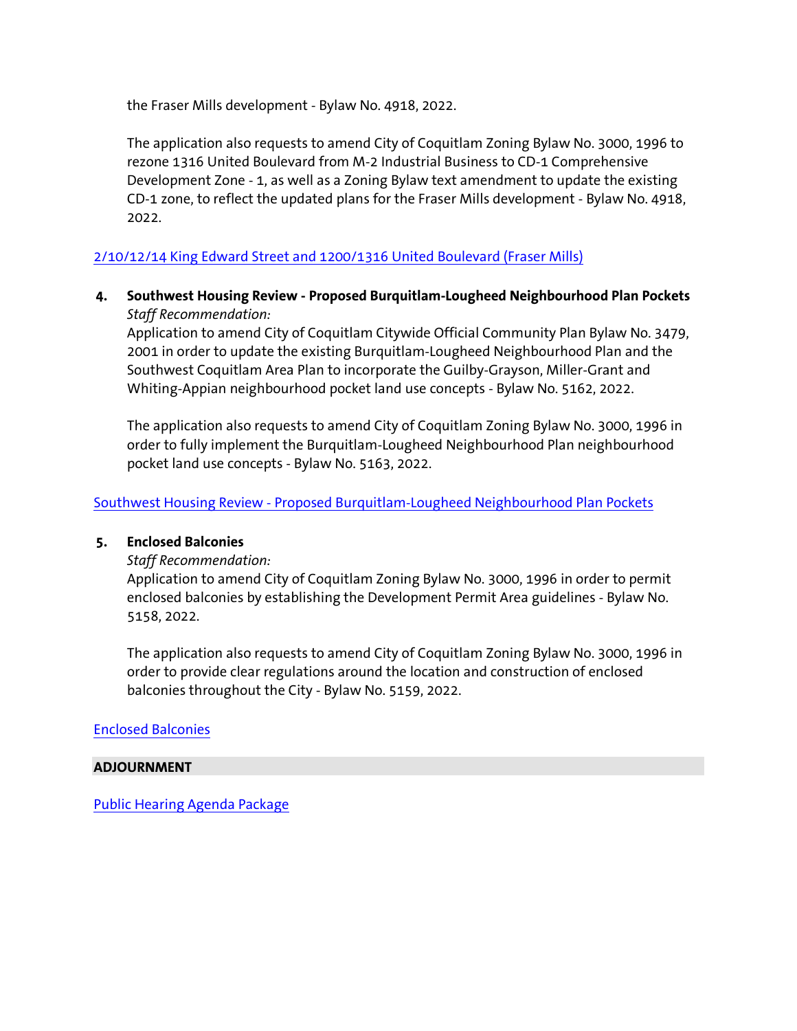the Fraser Mills development - Bylaw No. 4918, 2022.

The application also requests to amend City of Coquitlam Zoning Bylaw No. 3000, 1996 to rezone 1316 United Boulevard from M-2 Industrial Business to CD-1 Comprehensive Development Zone - 1, as well as a Zoning Bylaw text amendment to update the existing CD-1 zone, to reflect the updated plans for the Fraser Mills development - Bylaw No. 4918, 2022.

2/10/12/14 King Edward Street and 1200/1316 United Boulevard (Fraser Mills)

**4. Southwest Housing Review - Proposed Burquitlam-Lougheed Neighbourhood Plan Pockets**

*Staff Recommendation:*

Application to amend City of Coquitlam Citywide Official Community Plan Bylaw No. 3479, 2001 in order to update the existing Burquitlam-Lougheed Neighbourhood Plan and the Southwest Coquitlam Area Plan to incorporate the Guilby-Grayson, Miller-Grant and Whiting-Appian neighbourhood pocket land use concepts - Bylaw No. 5162, 2022.

The application also requests to amend City of Coquitlam Zoning Bylaw No. 3000, 1996 in order to fully implement the Burquitlam-Lougheed Neighbourhood Plan neighbourhood pocket land use concepts - Bylaw No. 5163, 2022.

Southwest Housing Review - Proposed Burquitlam-Lougheed Neighbourhood Plan Pockets

**5. Enclosed Balconies**

*Staff Recommendation:*

Application to amend City of Coquitlam Zoning Bylaw No. 3000, 1996 in order to permit enclosed balconies by establishing the Development Permit Area guidelines - Bylaw No. 5158, 2022.

The application also requests to amend City of Coquitlam Zoning Bylaw No. 3000, 1996 in order to provide clear regulations around the location and construction of enclosed balconies throughout the City - Bylaw No. 5159, 2022.

Enclosed Balconies

## ADJOURNMENT

Public Hearing Agenda Package